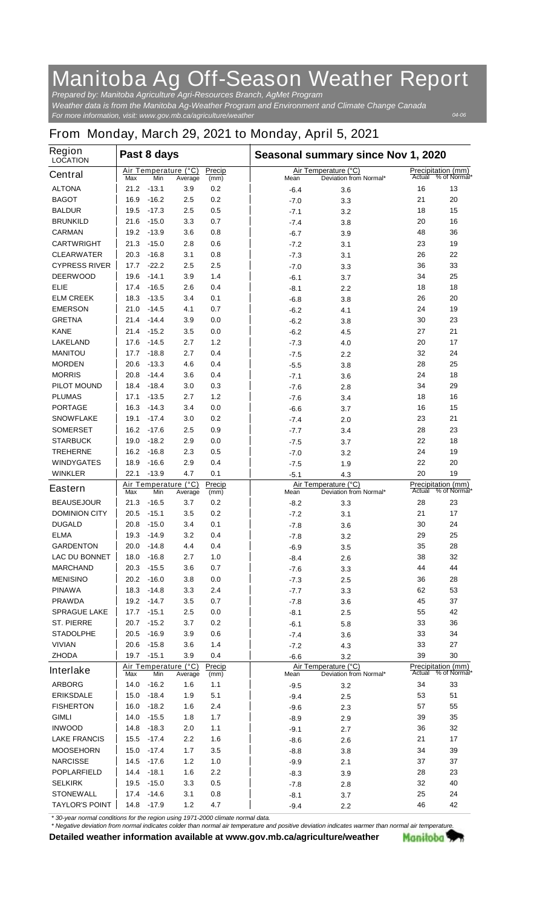# Manitoba Ag Off-Season Weather Report

*Prepared by: Manitoba Agriculture Agri-Resources Branch, AgMet Program*
*Weather data is from the Manitoba Ag-Weather Program and Environment and Climate Change Canada*
*For more information, visit: www.gov.mb.ca/agriculture/weather*

04-06

## From Monday, March 29, 2021 to Monday, April 5, 2021

| Region LOCATION | Past 8 days | | | | Seasonal summary since Nov 1, 2020 | | | |
|---|---|---|---|---|---|---|---|---|
| | Air Temperature (°C) | | | Precip | Air Temperature (°C) | | Precipitation (mm) | |
| **Central** | Max | Min | Average | (mm) | Mean | Deviation from Normal* | Actual | % of Normal* |
| ALTONA | 21.2 | -13.1 | 3.9 | 0.2 | -6.4 | 3.6 | 16 | 13 |
| BAGOT | 16.9 | -16.2 | 2.5 | 0.2 | -7.0 | 3.3 | 21 | 20 |
| BALDUR | 19.5 | -17.3 | 2.5 | 0.5 | -7.1 | 3.2 | 18 | 15 |
| BRUNKILD | 21.6 | -15.0 | 3.3 | 0.7 | -7.4 | 3.8 | 20 | 16 |
| CARMAN | 19.2 | -13.9 | 3.6 | 0.8 | -6.7 | 3.9 | 48 | 36 |
| CARTWRIGHT | 21.3 | -15.0 | 2.8 | 0.6 | -7.2 | 3.1 | 23 | 19 |
| CLEARWATER | 20.3 | -16.8 | 3.1 | 0.8 | -7.3 | 3.1 | 26 | 22 |
| CYPRESS RIVER | 17.7 | -22.2 | 2.5 | 2.5 | -7.0 | 3.3 | 36 | 33 |
| DEERWOOD | 19.6 | -14.1 | 3.9 | 1.4 | -6.1 | 3.7 | 34 | 25 |
| ELIE | 17.4 | -16.5 | 2.6 | 0.4 | -8.1 | 2.2 | 18 | 18 |
| ELM CREEK | 18.3 | -13.5 | 3.4 | 0.1 | -6.8 | 3.8 | 26 | 20 |
| EMERSON | 21.0 | -14.5 | 4.1 | 0.7 | -6.2 | 4.1 | 24 | 19 |
| GRETNA | 21.4 | -14.4 | 3.9 | 0.0 | -6.2 | 3.8 | 30 | 23 |
| KANE | 21.4 | -15.2 | 3.5 | 0.0 | -6.2 | 4.5 | 27 | 21 |
| LAKELAND | 17.6 | -14.5 | 2.7 | 1.2 | -7.3 | 4.0 | 20 | 17 |
| MANITOU | 17.7 | -18.8 | 2.7 | 0.4 | -7.5 | 2.2 | 32 | 24 |
| MORDEN | 20.6 | -13.3 | 4.6 | 0.4 | -5.5 | 3.8 | 28 | 25 |
| MORRIS | 20.8 | -14.4 | 3.6 | 0.4 | -7.1 | 3.6 | 24 | 18 |
| PILOT MOUND | 18.4 | -18.4 | 3.0 | 0.3 | -7.6 | 2.8 | 34 | 29 |
| PLUMAS | 17.1 | -13.5 | 2.7 | 1.2 | -7.6 | 3.4 | 18 | 16 |
| PORTAGE | 16.3 | -14.3 | 3.4 | 0.0 | -6.6 | 3.7 | 16 | 15 |
| SNOWFLAKE | 19.1 | -17.4 | 3.0 | 0.2 | -7.4 | 2.0 | 23 | 21 |
| SOMERSET | 16.2 | -17.6 | 2.5 | 0.9 | -7.7 | 3.4 | 28 | 23 |
| STARBUCK | 19.0 | -18.2 | 2.9 | 0.0 | -7.5 | 3.7 | 22 | 18 |
| TREHERNE | 16.2 | -16.8 | 2.3 | 0.5 | -7.0 | 3.2 | 24 | 19 |
| WINDYGATES | 18.9 | -16.6 | 2.9 | 0.4 | -7.5 | 1.9 | 22 | 20 |
| WINKLER | 22.1 | -13.9 | 4.7 | 0.1 | -5.1 | 4.3 | 20 | 19 |
| **Eastern** | Max | Min | Average | (mm) | Mean | Deviation from Normal* | Actual | % of Normal* |
| BEAUSEJOUR | 21.3 | -16.5 | 3.7 | 0.2 | -8.2 | 3.3 | 28 | 23 |
| DOMINION CITY | 20.5 | -15.1 | 3.5 | 0.2 | -7.2 | 3.1 | 21 | 17 |
| DUGALD | 20.8 | -15.0 | 3.4 | 0.1 | -7.8 | 3.6 | 30 | 24 |
| ELMA | 19.3 | -14.9 | 3.2 | 0.4 | -7.8 | 3.2 | 29 | 25 |
| GARDENTON | 20.0 | -14.8 | 4.4 | 0.4 | -6.9 | 3.5 | 35 | 28 |
| LAC DU BONNET | 18.0 | -16.8 | 2.7 | 1.0 | -8.4 | 2.6 | 38 | 32 |
| MARCHAND | 20.3 | -15.5 | 3.6 | 0.7 | -7.6 | 3.3 | 44 | 44 |
| MENISINO | 20.2 | -16.0 | 3.8 | 0.0 | -7.3 | 2.5 | 36 | 28 |
| PINAWA | 18.3 | -14.8 | 3.3 | 2.4 | -7.7 | 3.3 | 62 | 53 |
| PRAWDA | 19.2 | -14.7 | 3.5 | 0.7 | -7.8 | 3.6 | 45 | 37 |
| SPRAGUE LAKE | 17.7 | -15.1 | 2.5 | 0.0 | -8.1 | 2.5 | 55 | 42 |
| ST. PIERRE | 20.7 | -15.2 | 3.7 | 0.2 | -6.1 | 5.8 | 33 | 36 |
| STADOLPHE | 20.5 | -16.9 | 3.9 | 0.6 | -7.4 | 3.6 | 33 | 34 |
| VIVIAN | 20.6 | -15.8 | 3.6 | 1.4 | -7.2 | 4.3 | 33 | 27 |
| ZHODA | 19.7 | -15.1 | 3.9 | 0.4 | -6.6 | 3.2 | 39 | 30 |
| **Interlake** | Max | Min | Average | (mm) | Mean | Deviation from Normal* | Actual | % of Normal* |
| ARBORG | 14.0 | -16.2 | 1.6 | 1.1 | -9.5 | 3.2 | 34 | 33 |
| ERIKSDALE | 15.0 | -18.4 | 1.9 | 5.1 | -9.4 | 2.5 | 53 | 51 |
| FISHERTON | 16.0 | -18.2 | 1.6 | 2.4 | -9.6 | 2.3 | 57 | 55 |
| GIMLI | 14.0 | -15.5 | 1.8 | 1.7 | -8.9 | 2.9 | 39 | 35 |
| INWOOD | 14.8 | -18.3 | 2.0 | 1.1 | -9.1 | 2.7 | 36 | 32 |
| LAKE FRANCIS | 15.5 | -17.4 | 2.2 | 1.6 | -8.6 | 2.6 | 21 | 17 |
| MOOSEHORN | 15.0 | -17.4 | 1.7 | 3.5 | -8.8 | 3.8 | 34 | 39 |
| NARCISSE | 14.5 | -17.6 | 1.2 | 1.0 | -9.9 | 2.1 | 37 | 37 |
| POPLARFIELD | 14.4 | -18.1 | 1.6 | 2.2 | -8.3 | 3.9 | 28 | 23 |
| SELKIRK | 19.5 | -15.0 | 3.3 | 0.5 | -7.8 | 2.8 | 32 | 40 |
| STONEWALL | 17.4 | -14.6 | 3.1 | 0.8 | -8.1 | 3.7 | 25 | 24 |
| TAYLOR'S POINT | 14.8 | -17.9 | 1.2 | 4.7 | -9.4 | 2.2 | 46 | 42 |

*\* 30-year normal conditions for the region using 1971-2000 climate normal data.*
*\* Negative deviation from normal indicates colder than normal air temperature and positive deviation indicates warmer than normal air temperature.*

**Detailed weather information available at www.gov.mb.ca/agriculture/weather**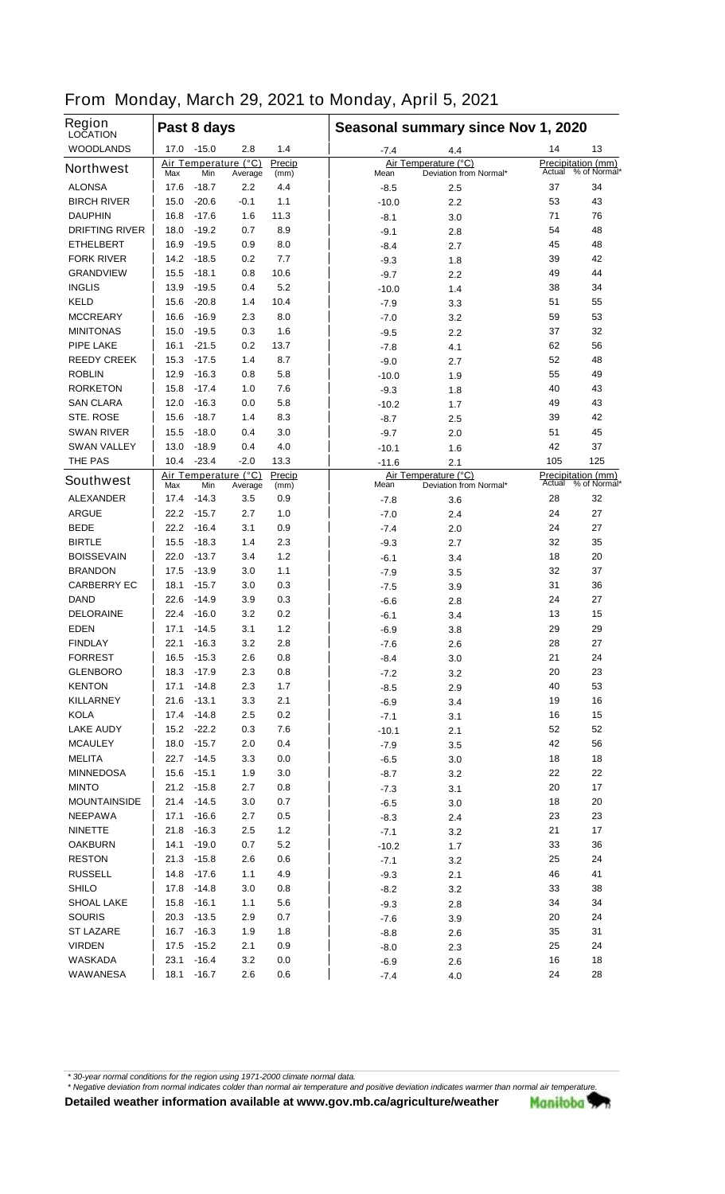## From Monday, March 29, 2021 to Monday, April 5, 2021

| Region LOCATION | Past 8 days | | | | Seasonal summary since Nov 1, 2020 | | | |
|---|---|---|---|---|---|---|---|---|
| WOODLANDS | 17.0 | -15.0 | 2.8 | 1.4 | -7.4 | 4.4 | 14 | 13 |
| **Northwest** | Air Temperature (°C) Max | Min | Average | Precip (mm) | Air Temperature (°C) Mean | Deviation from Normal* | Precipitation (mm) Actual | % of Normal* |
| ALONSA | 17.6 | -18.7 | 2.2 | 4.4 | -8.5 | 2.5 | 37 | 34 |
| BIRCH RIVER | 15.0 | -20.6 | -0.1 | 1.1 | -10.0 | 2.2 | 53 | 43 |
| DAUPHIN | 16.8 | -17.6 | 1.6 | 11.3 | -8.1 | 3.0 | 71 | 76 |
| DRIFTING RIVER | 18.0 | -19.2 | 0.7 | 8.9 | -9.1 | 2.8 | 54 | 48 |
| ETHELBERT | 16.9 | -19.5 | 0.9 | 8.0 | -8.4 | 2.7 | 45 | 48 |
| FORK RIVER | 14.2 | -18.5 | 0.2 | 7.7 | -9.3 | 1.8 | 39 | 42 |
| GRANDVIEW | 15.5 | -18.1 | 0.8 | 10.6 | -9.7 | 2.2 | 49 | 44 |
| INGLIS | 13.9 | -19.5 | 0.4 | 5.2 | -10.0 | 1.4 | 38 | 34 |
| KELD | 15.6 | -20.8 | 1.4 | 10.4 | -7.9 | 3.3 | 51 | 55 |
| MCCREARY | 16.6 | -16.9 | 2.3 | 8.0 | -7.0 | 3.2 | 59 | 53 |
| MINITONAS | 15.0 | -19.5 | 0.3 | 1.6 | -9.5 | 2.2 | 37 | 32 |
| PIPE LAKE | 16.1 | -21.5 | 0.2 | 13.7 | -7.8 | 4.1 | 62 | 56 |
| REEDY CREEK | 15.3 | -17.5 | 1.4 | 8.7 | -9.0 | 2.7 | 52 | 48 |
| ROBLIN | 12.9 | -16.3 | 0.8 | 5.8 | -10.0 | 1.9 | 55 | 49 |
| RORKETON | 15.8 | -17.4 | 1.0 | 7.6 | -9.3 | 1.8 | 40 | 43 |
| SAN CLARA | 12.0 | -16.3 | 0.0 | 5.8 | -10.2 | 1.7 | 49 | 43 |
| STE. ROSE | 15.6 | -18.7 | 1.4 | 8.3 | -8.7 | 2.5 | 39 | 42 |
| SWAN RIVER | 15.5 | -18.0 | 0.4 | 3.0 | -9.7 | 2.0 | 51 | 45 |
| SWAN VALLEY | 13.0 | -18.9 | 0.4 | 4.0 | -10.1 | 1.6 | 42 | 37 |
| THE PAS | 10.4 | -23.4 | -2.0 | 13.3 | -11.6 | 2.1 | 105 | 125 |
| **Southwest** | Air Temperature (°C) Max | Min | Average | Precip (mm) | Air Temperature (°C) Mean | Deviation from Normal* | Precipitation (mm) Actual | % of Normal* |
| ALEXANDER | 17.4 | -14.3 | 3.5 | 0.9 | -7.8 | 3.6 | 28 | 32 |
| ARGUE | 22.2 | -15.7 | 2.7 | 1.0 | -7.0 | 2.4 | 24 | 27 |
| BEDE | 22.2 | -16.4 | 3.1 | 0.9 | -7.4 | 2.0 | 24 | 27 |
| BIRTLE | 15.5 | -18.3 | 1.4 | 2.3 | -9.3 | 2.7 | 32 | 35 |
| BOISSEVAIN | 22.0 | -13.7 | 3.4 | 1.2 | -6.1 | 3.4 | 18 | 20 |
| BRANDON | 17.5 | -13.9 | 3.0 | 1.1 | -7.9 | 3.5 | 32 | 37 |
| CARBERRY EC | 18.1 | -15.7 | 3.0 | 0.3 | -7.5 | 3.9 | 31 | 36 |
| DAND | 22.6 | -14.9 | 3.9 | 0.3 | -6.6 | 2.8 | 24 | 27 |
| DELORAINE | 22.4 | -16.0 | 3.2 | 0.2 | -6.1 | 3.4 | 13 | 15 |
| EDEN | 17.1 | -14.5 | 3.1 | 1.2 | -6.9 | 3.8 | 29 | 29 |
| FINDLAY | 22.1 | -16.3 | 3.2 | 2.8 | -7.6 | 2.6 | 28 | 27 |
| FORREST | 16.5 | -15.3 | 2.6 | 0.8 | -8.4 | 3.0 | 21 | 24 |
| GLENBORO | 18.3 | -17.9 | 2.3 | 0.8 | -7.2 | 3.2 | 20 | 23 |
| KENTON | 17.1 | -14.8 | 2.3 | 1.7 | -8.5 | 2.9 | 40 | 53 |
| KILLARNEY | 21.6 | -13.1 | 3.3 | 2.1 | -6.9 | 3.4 | 19 | 16 |
| KOLA | 17.4 | -14.8 | 2.5 | 0.2 | -7.1 | 3.1 | 16 | 15 |
| LAKE AUDY | 15.2 | -22.2 | 0.3 | 7.6 | -10.1 | 2.1 | 52 | 52 |
| MCAULEY | 18.0 | -15.7 | 2.0 | 0.4 | -7.9 | 3.5 | 42 | 56 |
| MELITA | 22.7 | -14.5 | 3.3 | 0.0 | -6.5 | 3.0 | 18 | 18 |
| MINNEDOSA | 15.6 | -15.1 | 1.9 | 3.0 | -8.7 | 3.2 | 22 | 22 |
| MINTO | 21.2 | -15.8 | 2.7 | 0.8 | -7.3 | 3.1 | 20 | 17 |
| MOUNTAINSIDE | 21.4 | -14.5 | 3.0 | 0.7 | -6.5 | 3.0 | 18 | 20 |
| NEEPAWA | 17.1 | -16.6 | 2.7 | 0.5 | -8.3 | 2.4 | 23 | 23 |
| NINETTE | 21.8 | -16.3 | 2.5 | 1.2 | -7.1 | 3.2 | 21 | 17 |
| OAKBURN | 14.1 | -19.0 | 0.7 | 5.2 | -10.2 | 1.7 | 33 | 36 |
| RESTON | 21.3 | -15.8 | 2.6 | 0.6 | -7.1 | 3.2 | 25 | 24 |
| RUSSELL | 14.8 | -17.6 | 1.1 | 4.9 | -9.3 | 2.1 | 46 | 41 |
| SHILO | 17.8 | -14.8 | 3.0 | 0.8 | -8.2 | 3.2 | 33 | 38 |
| SHOAL LAKE | 15.8 | -16.1 | 1.1 | 5.6 | -9.3 | 2.8 | 34 | 34 |
| SOURIS | 20.3 | -13.5 | 2.9 | 0.7 | -7.6 | 3.9 | 20 | 24 |
| ST LAZARE | 16.7 | -16.3 | 1.9 | 1.8 | -8.8 | 2.6 | 35 | 31 |
| VIRDEN | 17.5 | -15.2 | 2.1 | 0.9 | -8.0 | 2.3 | 25 | 24 |
| WASKADA | 23.1 | -16.4 | 3.2 | 0.0 | -6.9 | 2.6 | 16 | 18 |
| WAWANESA | 18.1 | -16.7 | 2.6 | 0.6 | -7.4 | 4.0 | 24 | 28 |

*\* 30-year normal conditions for the region using 1971-2000 climate normal data.*

*\* Negative deviation from normal indicates colder than normal air temperature and positive deviation indicates warmer than normal air temperature.*

**Detailed weather information available at www.gov.mb.ca/agriculture/weather**

Manitoba